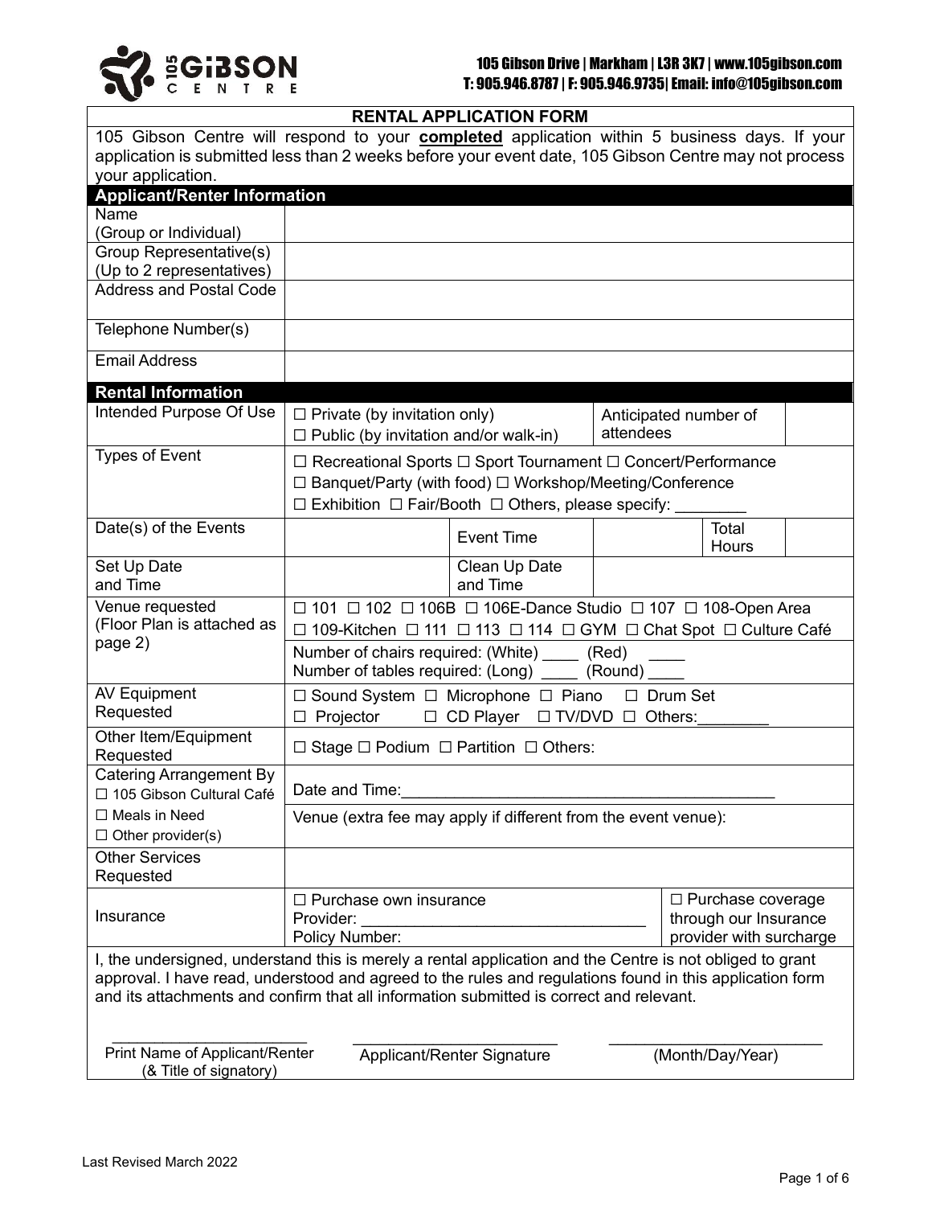105 GIBSON CENTRE

105 Gibson Drive | Markham | L3R 3K7 | www.105gibson.com
T: 905.946.8787 | F: 905.946.9735| Email: info@105gibson.com

## RENTAL APPLICATION FORM

105 Gibson Centre will respond to your **completed** application within 5 business days. If your application is submitted less than 2 weeks before your event date, 105 Gibson Centre may not process your application.

### Applicant/Renter Information

| | |
|---|---|
| Name (Group or Individual) | |
| Group Representative(s) (Up to 2 representatives) | |
| Address and Postal Code | |
| Telephone Number(s) | |
| Email Address | |

### Rental Information

| | | | | | |
|---|---|---|---|---|---|
| Intended Purpose Of Use | ☐ Private (by invitation only) ☐ Public (by invitation and/or walk-in) | | Anticipated number of attendees | | |
| Types of Event | ☐ Recreational Sports ☐ Sport Tournament ☐ Concert/Performance ☐ Banquet/Party (with food) ☐ Workshop/Meeting/Conference ☐ Exhibition ☐ Fair/Booth ☐ Others, please specify: ________ | | | | |
| Date(s) of the Events | | Event Time | | Total Hours | |
| Set Up Date and Time | | Clean Up Date and Time | | | |
| Venue requested (Floor Plan is attached as page 2) | ☐ 101 ☐ 102 ☐ 106B ☐ 106E-Dance Studio ☐ 107 ☐ 108-Open Area ☐ 109-Kitchen ☐ 111 ☐ 113 ☐ 114 ☐ GYM ☐ Chat Spot ☐ Culture Café | | | | |
| | Number of chairs required: (White) ____ (Red) ____ Number of tables required: (Long) ____ (Round) ____ | | | | |
| AV Equipment Requested | ☐ Sound System ☐ Microphone ☐ Piano ☐ Drum Set ☐ Projector ☐ CD Player ☐ TV/DVD ☐ Others:________ | | | | |
| Other Item/Equipment Requested | ☐ Stage ☐ Podium ☐ Partition ☐ Others: | | | | |
| Catering Arrangement By ☐ 105 Gibson Cultural Café ☐ Meals in Need ☐ Other provider(s) | Date and Time:__________________________________________ | | | | |
| | Venue (extra fee may apply if different from the event venue): | | | | |
| Other Services Requested | | | | | |
| Insurance | ☐ Purchase own insurance Provider: ________________________________ Policy Number: | | | ☐ Purchase coverage through our Insurance provider with surcharge | |

I, the undersigned, understand this is merely a rental application and the Centre is not obliged to grant approval. I have read, understood and agreed to the rules and regulations found in this application form and its attachments and confirm that all information submitted is correct and relevant.

| ________________________ | ________________________ | ________________________ |
|---|---|---|
| Print Name of Applicant/Renter (& Title of signatory) | Applicant/Renter Signature | (Month/Day/Year) |

Last Revised March 2022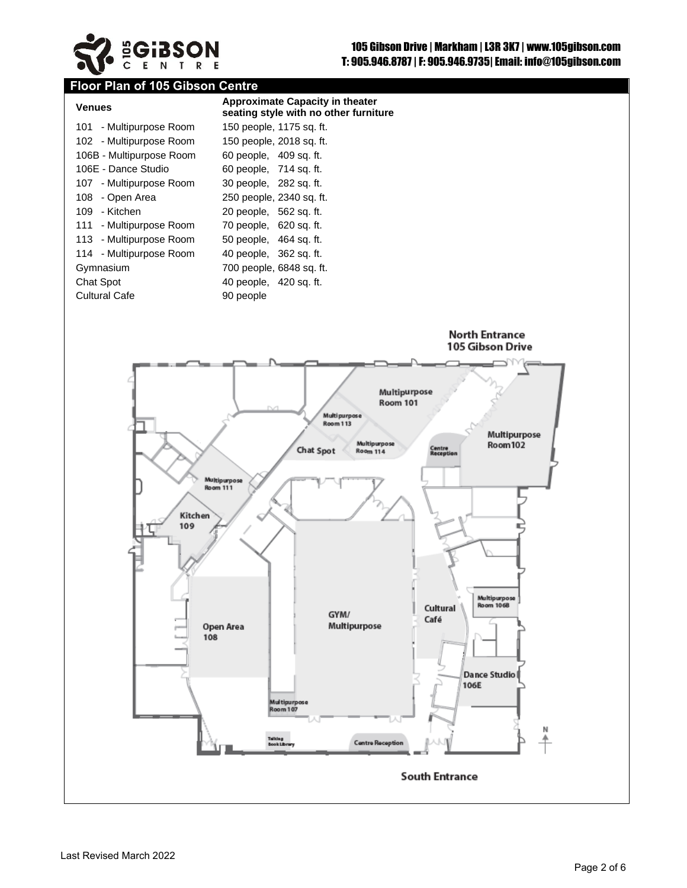105 Gibson Drive | Markham | L3R 3K7 | www.105gibson.com
T: 905.946.8787 | F: 905.946.9735| Email: info@105gibson.com

## Floor Plan of 105 Gibson Centre

| Venues | Approximate Capacity in theater seating style with no other furniture |
|---|---|
| 101 - Multipurpose Room | 150 people, 1175 sq. ft. |
| 102 - Multipurpose Room | 150 people, 2018 sq. ft. |
| 106B - Multipurpose Room | 60 people, 409 sq. ft. |
| 106E - Dance Studio | 60 people, 714 sq. ft. |
| 107 - Multipurpose Room | 30 people, 282 sq. ft. |
| 108 - Open Area | 250 people, 2340 sq. ft. |
| 109 - Kitchen | 20 people, 562 sq. ft. |
| 111 - Multipurpose Room | 70 people, 620 sq. ft. |
| 113 - Multipurpose Room | 50 people, 464 sq. ft. |
| 114 - Multipurpose Room | 40 people, 362 sq. ft. |
| Gymnasium | 700 people, 6848 sq. ft. |
| Chat Spot | 40 people, 420 sq. ft. |
| Cultural Cafe | 90 people |

North Entrance
105 Gibson Drive

Multipurpose Room 101

Multipurpose Room 113

Chat Spot

Multipurpose Room 114

Centre Reception

Multipurpose Room 102

Multipurpose Room 111

Kitchen 109

GYM/ Multipurpose

Cultural Café

Multipurpose Room 106B

Open Area 108

Dance Studio 106E

Multipurpose Room 107

Talking Book Library

Centre Reception

N

South Entrance

Last Revised March 2022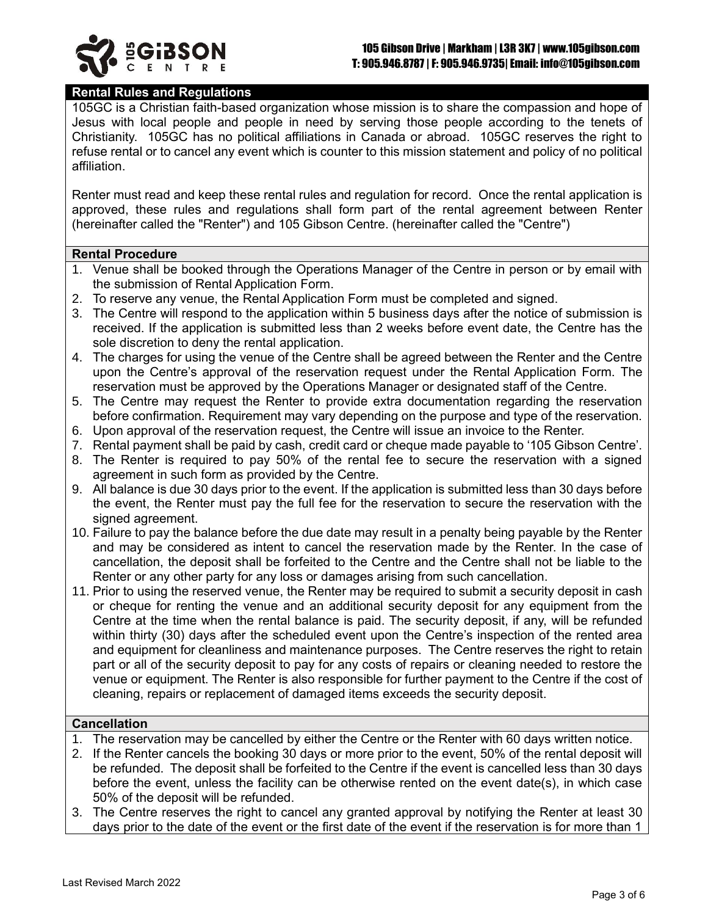## Rental Rules and Regulations

105GC is a Christian faith-based organization whose mission is to share the compassion and hope of Jesus with local people and people in need by serving those people according to the tenets of Christianity. 105GC has no political affiliations in Canada or abroad. 105GC reserves the right to refuse rental or to cancel any event which is counter to this mission statement and policy of no political affiliation.

Renter must read and keep these rental rules and regulation for record. Once the rental application is approved, these rules and regulations shall form part of the rental agreement between Renter (hereinafter called the "Renter") and 105 Gibson Centre. (hereinafter called the "Centre")

## Rental Procedure

1. Venue shall be booked through the Operations Manager of the Centre in person or by email with the submission of Rental Application Form.
2. To reserve any venue, the Rental Application Form must be completed and signed.
3. The Centre will respond to the application within 5 business days after the notice of submission is received. If the application is submitted less than 2 weeks before event date, the Centre has the sole discretion to deny the rental application.
4. The charges for using the venue of the Centre shall be agreed between the Renter and the Centre upon the Centre's approval of the reservation request under the Rental Application Form. The reservation must be approved by the Operations Manager or designated staff of the Centre.
5. The Centre may request the Renter to provide extra documentation regarding the reservation before confirmation. Requirement may vary depending on the purpose and type of the reservation.
6. Upon approval of the reservation request, the Centre will issue an invoice to the Renter.
7. Rental payment shall be paid by cash, credit card or cheque made payable to '105 Gibson Centre'.
8. The Renter is required to pay 50% of the rental fee to secure the reservation with a signed agreement in such form as provided by the Centre.
9. All balance is due 30 days prior to the event. If the application is submitted less than 30 days before the event, the Renter must pay the full fee for the reservation to secure the reservation with the signed agreement.
10. Failure to pay the balance before the due date may result in a penalty being payable by the Renter and may be considered as intent to cancel the reservation made by the Renter. In the case of cancellation, the deposit shall be forfeited to the Centre and the Centre shall not be liable to the Renter or any other party for any loss or damages arising from such cancellation.
11. Prior to using the reserved venue, the Renter may be required to submit a security deposit in cash or cheque for renting the venue and an additional security deposit for any equipment from the Centre at the time when the rental balance is paid. The security deposit, if any, will be refunded within thirty (30) days after the scheduled event upon the Centre's inspection of the rented area and equipment for cleanliness and maintenance purposes. The Centre reserves the right to retain part or all of the security deposit to pay for any costs of repairs or cleaning needed to restore the venue or equipment. The Renter is also responsible for further payment to the Centre if the cost of cleaning, repairs or replacement of damaged items exceeds the security deposit.

## Cancellation

1. The reservation may be cancelled by either the Centre or the Renter with 60 days written notice.
2. If the Renter cancels the booking 30 days or more prior to the event, 50% of the rental deposit will be refunded. The deposit shall be forfeited to the Centre if the event is cancelled less than 30 days before the event, unless the facility can be otherwise rented on the event date(s), in which case 50% of the deposit will be refunded.
3. The Centre reserves the right to cancel any granted approval by notifying the Renter at least 30 days prior to the date of the event or the first date of the event if the reservation is for more than 1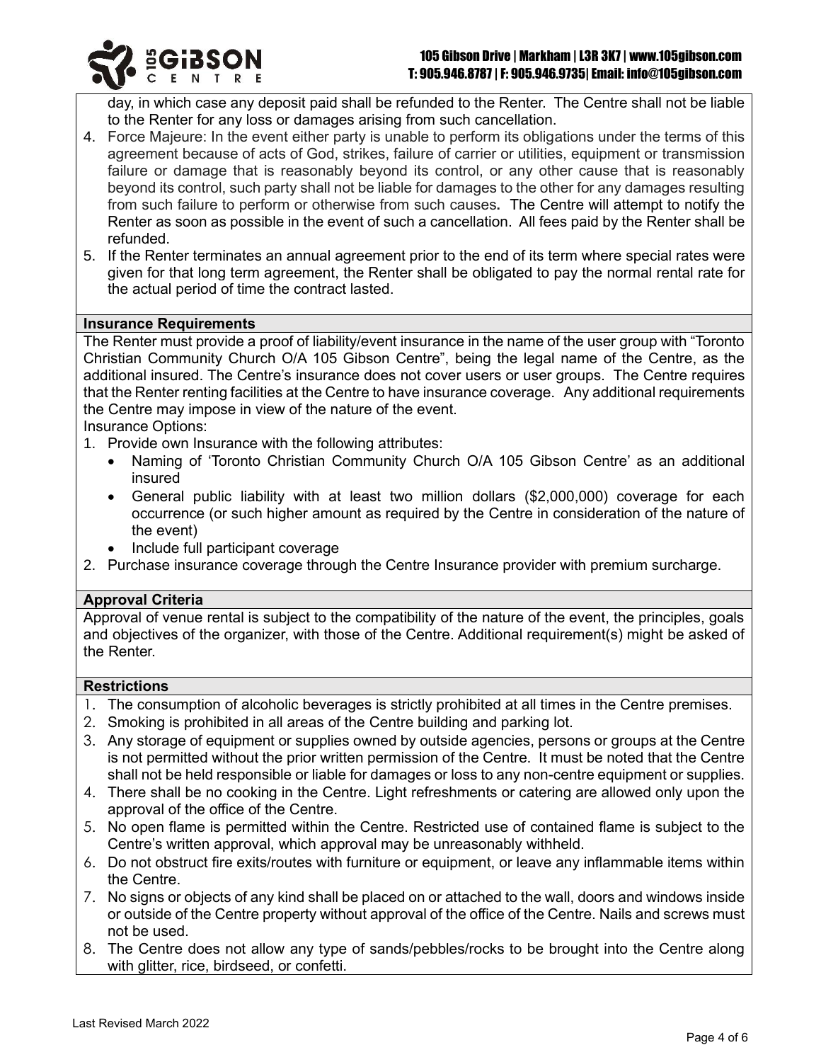day, in which case any deposit paid shall be refunded to the Renter. The Centre shall not be liable to the Renter for any loss or damages arising from such cancellation.

4. Force Majeure: In the event either party is unable to perform its obligations under the terms of this agreement because of acts of God, strikes, failure of carrier or utilities, equipment or transmission failure or damage that is reasonably beyond its control, or any other cause that is reasonably beyond its control, such party shall not be liable for damages to the other for any damages resulting from such failure to perform or otherwise from such causes**.** The Centre will attempt to notify the Renter as soon as possible in the event of such a cancellation. All fees paid by the Renter shall be refunded.
5. If the Renter terminates an annual agreement prior to the end of its term where special rates were given for that long term agreement, the Renter shall be obligated to pay the normal rental rate for the actual period of time the contract lasted.

**Insurance Requirements**

The Renter must provide a proof of liability/event insurance in the name of the user group with "Toronto Christian Community Church O/A 105 Gibson Centre", being the legal name of the Centre, as the additional insured. The Centre's insurance does not cover users or user groups. The Centre requires that the Renter renting facilities at the Centre to have insurance coverage. Any additional requirements the Centre may impose in view of the nature of the event.

Insurance Options:

1. Provide own Insurance with the following attributes:
   - Naming of 'Toronto Christian Community Church O/A 105 Gibson Centre' as an additional insured
   - General public liability with at least two million dollars ($2,000,000) coverage for each occurrence (or such higher amount as required by the Centre in consideration of the nature of the event)
   - Include full participant coverage
2. Purchase insurance coverage through the Centre Insurance provider with premium surcharge.

**Approval Criteria**

Approval of venue rental is subject to the compatibility of the nature of the event, the principles, goals and objectives of the organizer, with those of the Centre. Additional requirement(s) might be asked of the Renter.

**Restrictions**

1. The consumption of alcoholic beverages is strictly prohibited at all times in the Centre premises.
2. Smoking is prohibited in all areas of the Centre building and parking lot.
3. Any storage of equipment or supplies owned by outside agencies, persons or groups at the Centre is not permitted without the prior written permission of the Centre. It must be noted that the Centre shall not be held responsible or liable for damages or loss to any non-centre equipment or supplies.
4. There shall be no cooking in the Centre. Light refreshments or catering are allowed only upon the approval of the office of the Centre.
5. No open flame is permitted within the Centre. Restricted use of contained flame is subject to the Centre's written approval, which approval may be unreasonably withheld.
6. Do not obstruct fire exits/routes with furniture or equipment, or leave any inflammable items within the Centre.
7. No signs or objects of any kind shall be placed on or attached to the wall, doors and windows inside or outside of the Centre property without approval of the office of the Centre. Nails and screws must not be used.
8. The Centre does not allow any type of sands/pebbles/rocks to be brought into the Centre along with glitter, rice, birdseed, or confetti.

Last Revised March 2022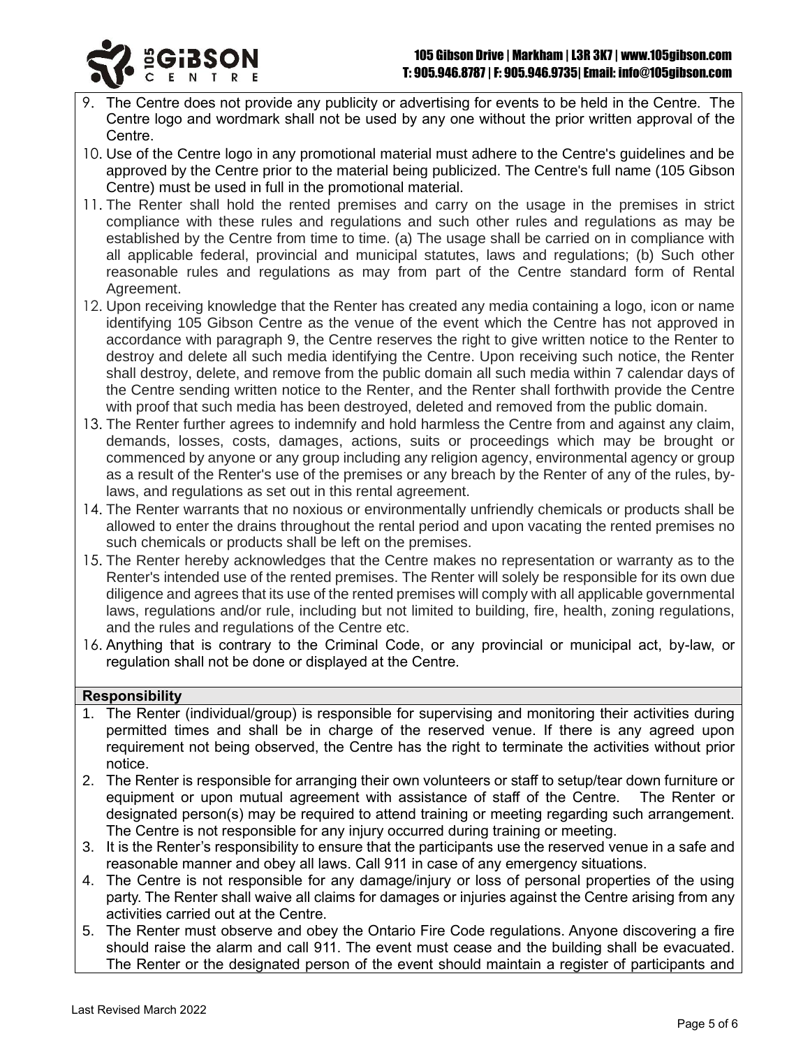9. The Centre does not provide any publicity or advertising for events to be held in the Centre. The Centre logo and wordmark shall not be used by any one without the prior written approval of the Centre.
10. Use of the Centre logo in any promotional material must adhere to the Centre's guidelines and be approved by the Centre prior to the material being publicized. The Centre's full name (105 Gibson Centre) must be used in full in the promotional material.
11. The Renter shall hold the rented premises and carry on the usage in the premises in strict compliance with these rules and regulations and such other rules and regulations as may be established by the Centre from time to time. (a) The usage shall be carried on in compliance with all applicable federal, provincial and municipal statutes, laws and regulations; (b) Such other reasonable rules and regulations as may from part of the Centre standard form of Rental Agreement.
12. Upon receiving knowledge that the Renter has created any media containing a logo, icon or name identifying 105 Gibson Centre as the venue of the event which the Centre has not approved in accordance with paragraph 9, the Centre reserves the right to give written notice to the Renter to destroy and delete all such media identifying the Centre. Upon receiving such notice, the Renter shall destroy, delete, and remove from the public domain all such media within 7 calendar days of the Centre sending written notice to the Renter, and the Renter shall forthwith provide the Centre with proof that such media has been destroyed, deleted and removed from the public domain.
13. The Renter further agrees to indemnify and hold harmless the Centre from and against any claim, demands, losses, costs, damages, actions, suits or proceedings which may be brought or commenced by anyone or any group including any religion agency, environmental agency or group as a result of the Renter's use of the premises or any breach by the Renter of any of the rules, by-laws, and regulations as set out in this rental agreement.
14. The Renter warrants that no noxious or environmentally unfriendly chemicals or products shall be allowed to enter the drains throughout the rental period and upon vacating the rented premises no such chemicals or products shall be left on the premises.
15. The Renter hereby acknowledges that the Centre makes no representation or warranty as to the Renter's intended use of the rented premises. The Renter will solely be responsible for its own due diligence and agrees that its use of the rented premises will comply with all applicable governmental laws, regulations and/or rule, including but not limited to building, fire, health, zoning regulations, and the rules and regulations of the Centre etc.
16. Anything that is contrary to the Criminal Code, or any provincial or municipal act, by-law, or regulation shall not be done or displayed at the Centre.

**Responsibility**

1. The Renter (individual/group) is responsible for supervising and monitoring their activities during permitted times and shall be in charge of the reserved venue. If there is any agreed upon requirement not being observed, the Centre has the right to terminate the activities without prior notice.
2. The Renter is responsible for arranging their own volunteers or staff to setup/tear down furniture or equipment or upon mutual agreement with assistance of staff of the Centre. The Renter or designated person(s) may be required to attend training or meeting regarding such arrangement. The Centre is not responsible for any injury occurred during training or meeting.
3. It is the Renter's responsibility to ensure that the participants use the reserved venue in a safe and reasonable manner and obey all laws. Call 911 in case of any emergency situations.
4. The Centre is not responsible for any damage/injury or loss of personal properties of the using party. The Renter shall waive all claims for damages or injuries against the Centre arising from any activities carried out at the Centre.
5. The Renter must observe and obey the Ontario Fire Code regulations. Anyone discovering a fire should raise the alarm and call 911. The event must cease and the building shall be evacuated. The Renter or the designated person of the event should maintain a register of participants and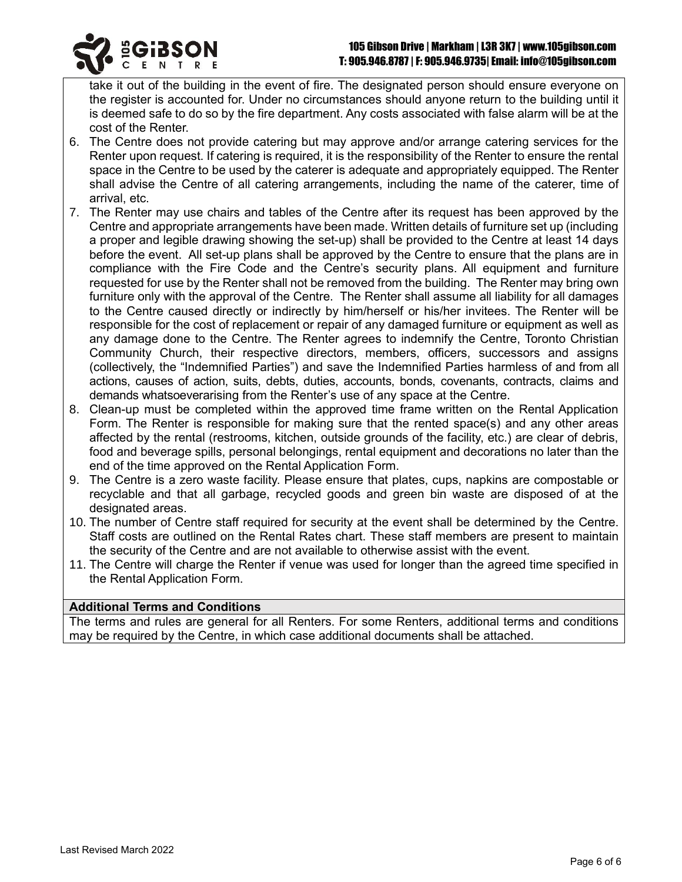take it out of the building in the event of fire. The designated person should ensure everyone on the register is accounted for. Under no circumstances should anyone return to the building until it is deemed safe to do so by the fire department. Any costs associated with false alarm will be at the cost of the Renter.

6. The Centre does not provide catering but may approve and/or arrange catering services for the Renter upon request. If catering is required, it is the responsibility of the Renter to ensure the rental space in the Centre to be used by the caterer is adequate and appropriately equipped. The Renter shall advise the Centre of all catering arrangements, including the name of the caterer, time of arrival, etc.
7. The Renter may use chairs and tables of the Centre after its request has been approved by the Centre and appropriate arrangements have been made. Written details of furniture set up (including a proper and legible drawing showing the set-up) shall be provided to the Centre at least 14 days before the event. All set-up plans shall be approved by the Centre to ensure that the plans are in compliance with the Fire Code and the Centre's security plans. All equipment and furniture requested for use by the Renter shall not be removed from the building. The Renter may bring own furniture only with the approval of the Centre. The Renter shall assume all liability for all damages to the Centre caused directly or indirectly by him/herself or his/her invitees. The Renter will be responsible for the cost of replacement or repair of any damaged furniture or equipment as well as any damage done to the Centre. The Renter agrees to indemnify the Centre, Toronto Christian Community Church, their respective directors, members, officers, successors and assigns (collectively, the "Indemnified Parties") and save the Indemnified Parties harmless of and from all actions, causes of action, suits, debts, duties, accounts, bonds, covenants, contracts, claims and demands whatsoeverarising from the Renter's use of any space at the Centre.
8. Clean-up must be completed within the approved time frame written on the Rental Application Form. The Renter is responsible for making sure that the rented space(s) and any other areas affected by the rental (restrooms, kitchen, outside grounds of the facility, etc.) are clear of debris, food and beverage spills, personal belongings, rental equipment and decorations no later than the end of the time approved on the Rental Application Form.
9. The Centre is a zero waste facility. Please ensure that plates, cups, napkins are compostable or recyclable and that all garbage, recycled goods and green bin waste are disposed of at the designated areas.
10. The number of Centre staff required for security at the event shall be determined by the Centre. Staff costs are outlined on the Rental Rates chart. These staff members are present to maintain the security of the Centre and are not available to otherwise assist with the event.
11. The Centre will charge the Renter if venue was used for longer than the agreed time specified in the Rental Application Form.

**Additional Terms and Conditions**

The terms and rules are general for all Renters. For some Renters, additional terms and conditions may be required by the Centre, in which case additional documents shall be attached.

Last Revised March 2022